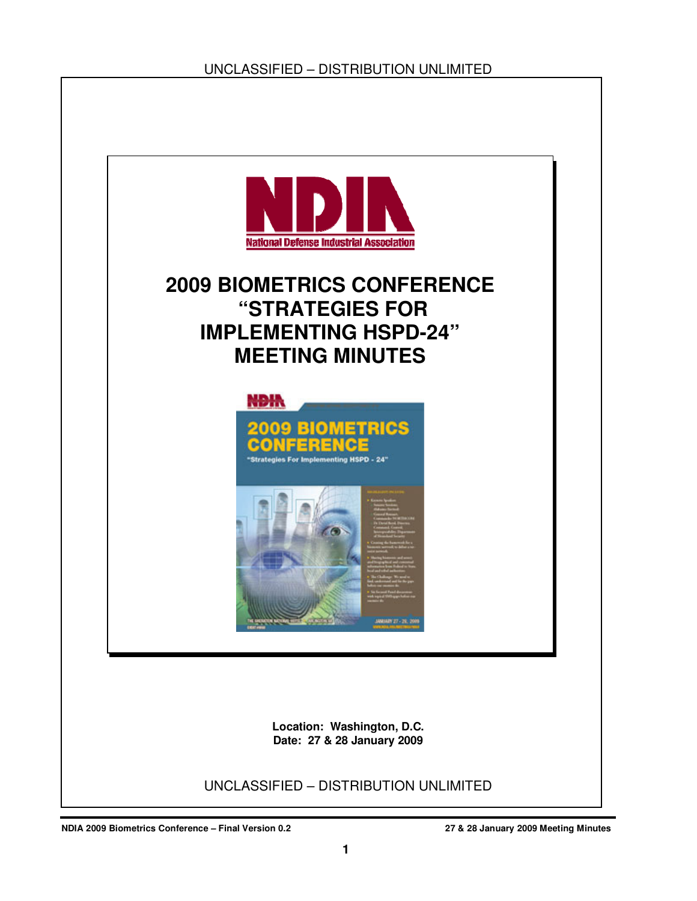UNCLASSIFIED – DISTRIBUTION UNLIMITED

NDIA

National Defense Industrial Association

# 2009 BIOMETRICS CONFERENCE "STRATEGIES FOR IMPLEMENTING HSPD-24" MEETING MINUTES

**Location: Washington, D.C.**
**Date: 27 & 28 January 2009**

UNCLASSIFIED – DISTRIBUTION UNLIMITED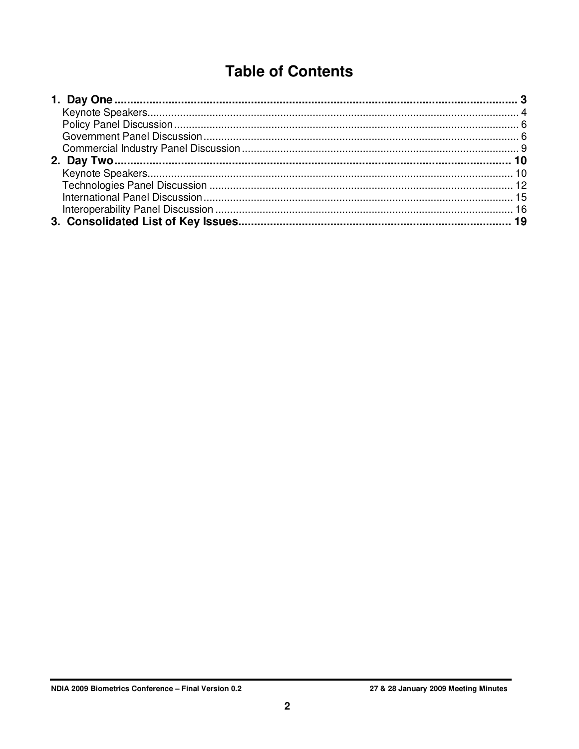# Table of Contents

**1. Day One ........................................................................................................ 3**

- Keynote Speakers ........................................................................................................ 4
- Policy Panel Discussion ........................................................................................................ 6
- Government Panel Discussion ........................................................................................................ 6
- Commercial Industry Panel Discussion ........................................................................................................ 9

**2. Day Two ........................................................................................................ 10**

- Keynote Speakers ........................................................................................................ 10
- Technologies Panel Discussion ........................................................................................................ 12
- International Panel Discussion ........................................................................................................ 15
- Interoperability Panel Discussion ........................................................................................................ 16

**3. Consolidated List of Key Issues ........................................................................................................ 19**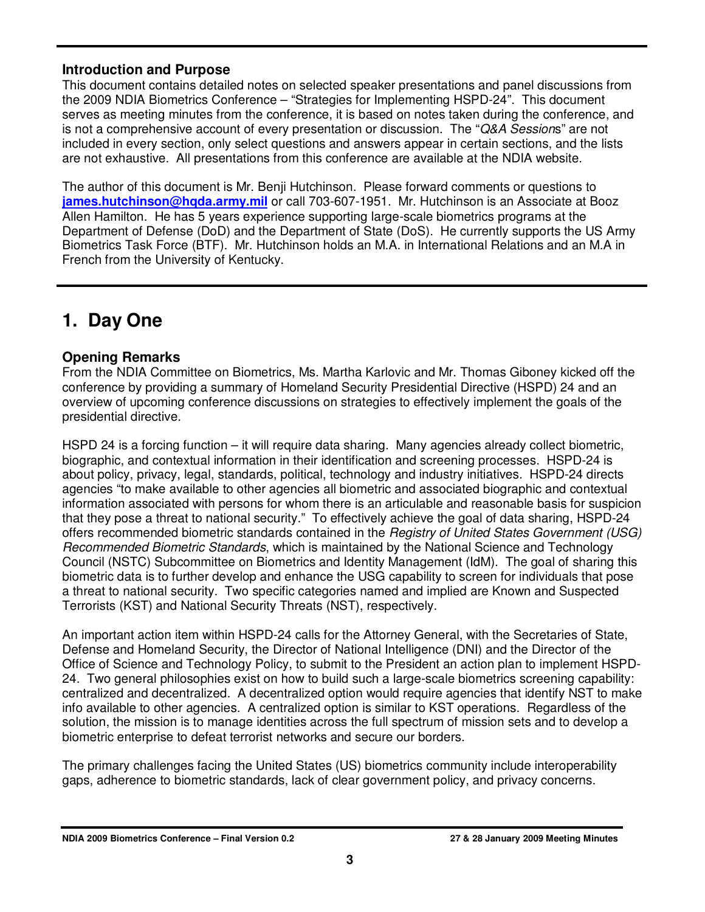### Introduction and Purpose

This document contains detailed notes on selected speaker presentations and panel discussions from the 2009 NDIA Biometrics Conference – "Strategies for Implementing HSPD-24". This document serves as meeting minutes from the conference, it is based on notes taken during the conference, and is not a comprehensive account of every presentation or discussion. The "*Q&A Session*s" are not included in every section, only select questions and answers appear in certain sections, and the lists are not exhaustive. All presentations from this conference are available at the NDIA website.

The author of this document is Mr. Benji Hutchinson. Please forward comments or questions to **james.hutchinson@hqda.army.mil** or call 703-607-1951. Mr. Hutchinson is an Associate at Booz Allen Hamilton. He has 5 years experience supporting large-scale biometrics programs at the Department of Defense (DoD) and the Department of State (DoS). He currently supports the US Army Biometrics Task Force (BTF). Mr. Hutchinson holds an M.A. in International Relations and an M.A in French from the University of Kentucky.

# 1. Day One

### Opening Remarks

From the NDIA Committee on Biometrics, Ms. Martha Karlovic and Mr. Thomas Giboney kicked off the conference by providing a summary of Homeland Security Presidential Directive (HSPD) 24 and an overview of upcoming conference discussions on strategies to effectively implement the goals of the presidential directive.

HSPD 24 is a forcing function – it will require data sharing. Many agencies already collect biometric, biographic, and contextual information in their identification and screening processes. HSPD-24 is about policy, privacy, legal, standards, political, technology and industry initiatives. HSPD-24 directs agencies "to make available to other agencies all biometric and associated biographic and contextual information associated with persons for whom there is an articulable and reasonable basis for suspicion that they pose a threat to national security." To effectively achieve the goal of data sharing, HSPD-24 offers recommended biometric standards contained in the *Registry of United States Government (USG) Recommended Biometric Standards*, which is maintained by the National Science and Technology Council (NSTC) Subcommittee on Biometrics and Identity Management (IdM). The goal of sharing this biometric data is to further develop and enhance the USG capability to screen for individuals that pose a threat to national security. Two specific categories named and implied are Known and Suspected Terrorists (KST) and National Security Threats (NST), respectively.

An important action item within HSPD-24 calls for the Attorney General, with the Secretaries of State, Defense and Homeland Security, the Director of National Intelligence (DNI) and the Director of the Office of Science and Technology Policy, to submit to the President an action plan to implement HSPD-24. Two general philosophies exist on how to build such a large-scale biometrics screening capability: centralized and decentralized. A decentralized option would require agencies that identify NST to make info available to other agencies. A centralized option is similar to KST operations. Regardless of the solution, the mission is to manage identities across the full spectrum of mission sets and to develop a biometric enterprise to defeat terrorist networks and secure our borders.

The primary challenges facing the United States (US) biometrics community include interoperability gaps, adherence to biometric standards, lack of clear government policy, and privacy concerns.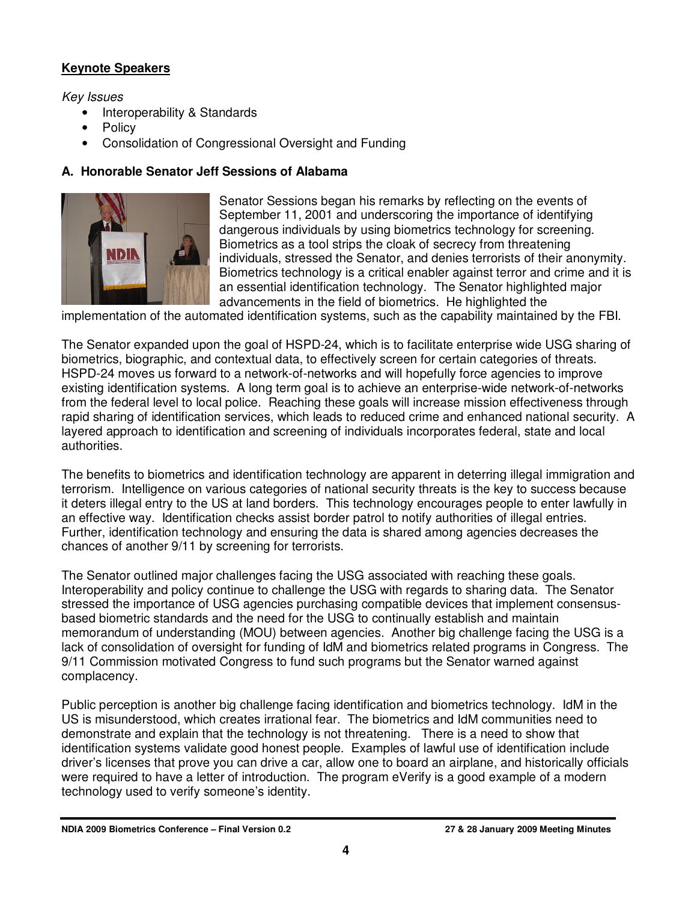## Keynote Speakers

*Key Issues*

- Interoperability & Standards
- Policy
- Consolidation of Congressional Oversight and Funding

### A. Honorable Senator Jeff Sessions of Alabama

Senator Sessions began his remarks by reflecting on the events of September 11, 2001 and underscoring the importance of identifying dangerous individuals by using biometrics technology for screening. Biometrics as a tool strips the cloak of secrecy from threatening individuals, stressed the Senator, and denies terrorists of their anonymity. Biometrics technology is a critical enabler against terror and crime and it is an essential identification technology. The Senator highlighted major advancements in the field of biometrics. He highlighted the implementation of the automated identification systems, such as the capability maintained by the FBI.

The Senator expanded upon the goal of HSPD-24, which is to facilitate enterprise wide USG sharing of biometrics, biographic, and contextual data, to effectively screen for certain categories of threats. HSPD-24 moves us forward to a network-of-networks and will hopefully force agencies to improve existing identification systems. A long term goal is to achieve an enterprise-wide network-of-networks from the federal level to local police. Reaching these goals will increase mission effectiveness through rapid sharing of identification services, which leads to reduced crime and enhanced national security. A layered approach to identification and screening of individuals incorporates federal, state and local authorities.

The benefits to biometrics and identification technology are apparent in deterring illegal immigration and terrorism. Intelligence on various categories of national security threats is the key to success because it deters illegal entry to the US at land borders. This technology encourages people to enter lawfully in an effective way. Identification checks assist border patrol to notify authorities of illegal entries. Further, identification technology and ensuring the data is shared among agencies decreases the chances of another 9/11 by screening for terrorists.

The Senator outlined major challenges facing the USG associated with reaching these goals. Interoperability and policy continue to challenge the USG with regards to sharing data. The Senator stressed the importance of USG agencies purchasing compatible devices that implement consensus-based biometric standards and the need for the USG to continually establish and maintain memorandum of understanding (MOU) between agencies. Another big challenge facing the USG is a lack of consolidation of oversight for funding of IdM and biometrics related programs in Congress. The 9/11 Commission motivated Congress to fund such programs but the Senator warned against complacency.

Public perception is another big challenge facing identification and biometrics technology. IdM in the US is misunderstood, which creates irrational fear. The biometrics and IdM communities need to demonstrate and explain that the technology is not threatening. There is a need to show that identification systems validate good honest people. Examples of lawful use of identification include driver's licenses that prove you can drive a car, allow one to board an airplane, and historically officials were required to have a letter of introduction. The program eVerify is a good example of a modern technology used to verify someone's identity.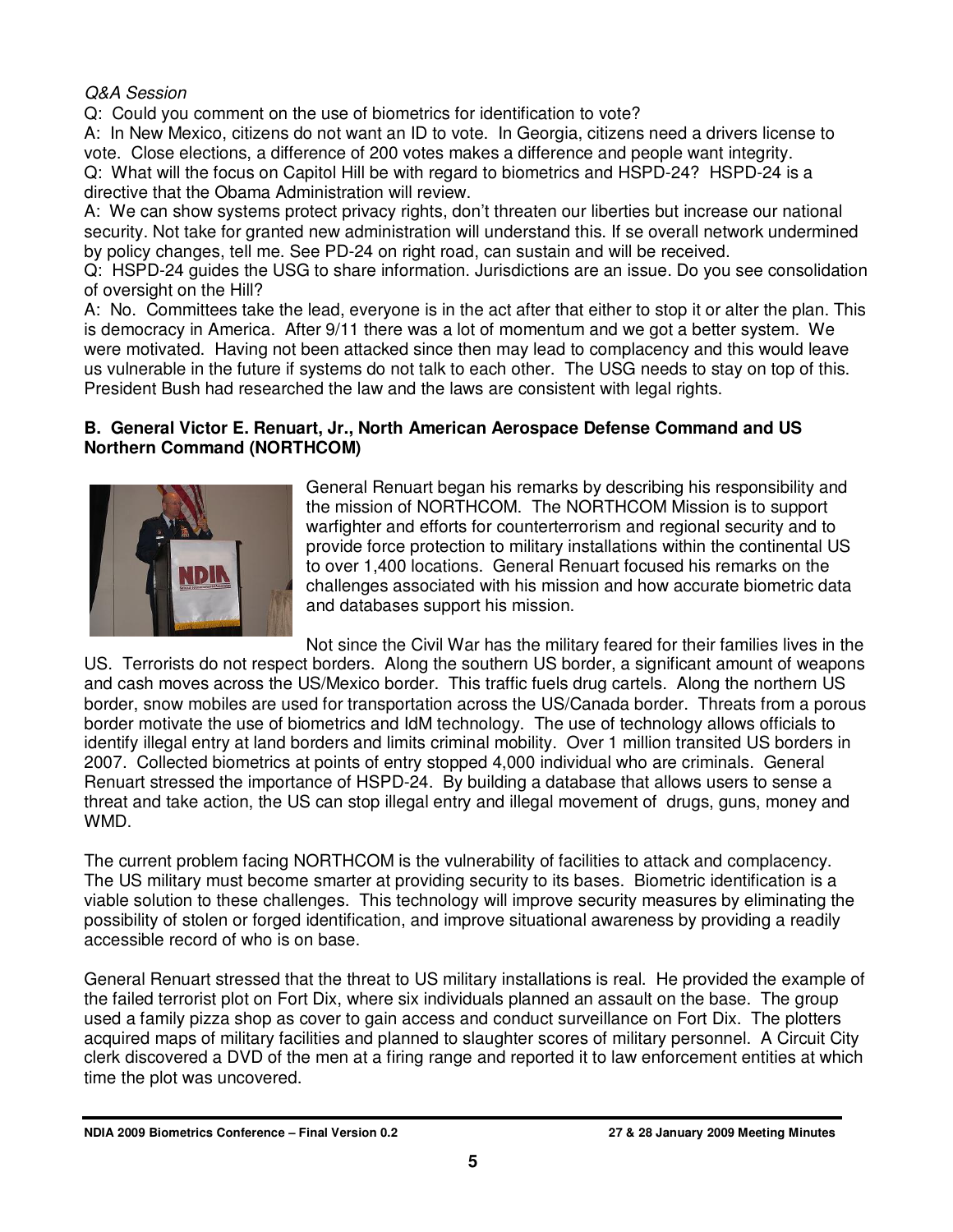*Q&A Session*

Q: Could you comment on the use of biometrics for identification to vote?

A: In New Mexico, citizens do not want an ID to vote. In Georgia, citizens need a drivers license to vote. Close elections, a difference of 200 votes makes a difference and people want integrity.

Q: What will the focus on Capitol Hill be with regard to biometrics and HSPD-24? HSPD-24 is a directive that the Obama Administration will review.

A: We can show systems protect privacy rights, don't threaten our liberties but increase our national security. Not take for granted new administration will understand this. If se overall network undermined by policy changes, tell me. See PD-24 on right road, can sustain and will be received.

Q: HSPD-24 guides the USG to share information. Jurisdictions are an issue. Do you see consolidation of oversight on the Hill?

A: No. Committees take the lead, everyone is in the act after that either to stop it or alter the plan. This is democracy in America. After 9/11 there was a lot of momentum and we got a better system. We were motivated. Having not been attacked since then may lead to complacency and this would leave us vulnerable in the future if systems do not talk to each other. The USG needs to stay on top of this. President Bush had researched the law and the laws are consistent with legal rights.

**B. General Victor E. Renuart, Jr., North American Aerospace Defense Command and US Northern Command (NORTHCOM)**

General Renuart began his remarks by describing his responsibility and the mission of NORTHCOM. The NORTHCOM Mission is to support warfighter and efforts for counterterrorism and regional security and to provide force protection to military installations within the continental US to over 1,400 locations. General Renuart focused his remarks on the challenges associated with his mission and how accurate biometric data and databases support his mission.

Not since the Civil War has the military feared for their families lives in the US. Terrorists do not respect borders. Along the southern US border, a significant amount of weapons and cash moves across the US/Mexico border. This traffic fuels drug cartels. Along the northern US border, snow mobiles are used for transportation across the US/Canada border. Threats from a porous border motivate the use of biometrics and IdM technology. The use of technology allows officials to identify illegal entry at land borders and limits criminal mobility. Over 1 million transited US borders in 2007. Collected biometrics at points of entry stopped 4,000 individual who are criminals. General Renuart stressed the importance of HSPD-24. By building a database that allows users to sense a threat and take action, the US can stop illegal entry and illegal movement of drugs, guns, money and WMD.

The current problem facing NORTHCOM is the vulnerability of facilities to attack and complacency. The US military must become smarter at providing security to its bases. Biometric identification is a viable solution to these challenges. This technology will improve security measures by eliminating the possibility of stolen or forged identification, and improve situational awareness by providing a readily accessible record of who is on base.

General Renuart stressed that the threat to US military installations is real. He provided the example of the failed terrorist plot on Fort Dix, where six individuals planned an assault on the base. The group used a family pizza shop as cover to gain access and conduct surveillance on Fort Dix. The plotters acquired maps of military facilities and planned to slaughter scores of military personnel. A Circuit City clerk discovered a DVD of the men at a firing range and reported it to law enforcement entities at which time the plot was uncovered.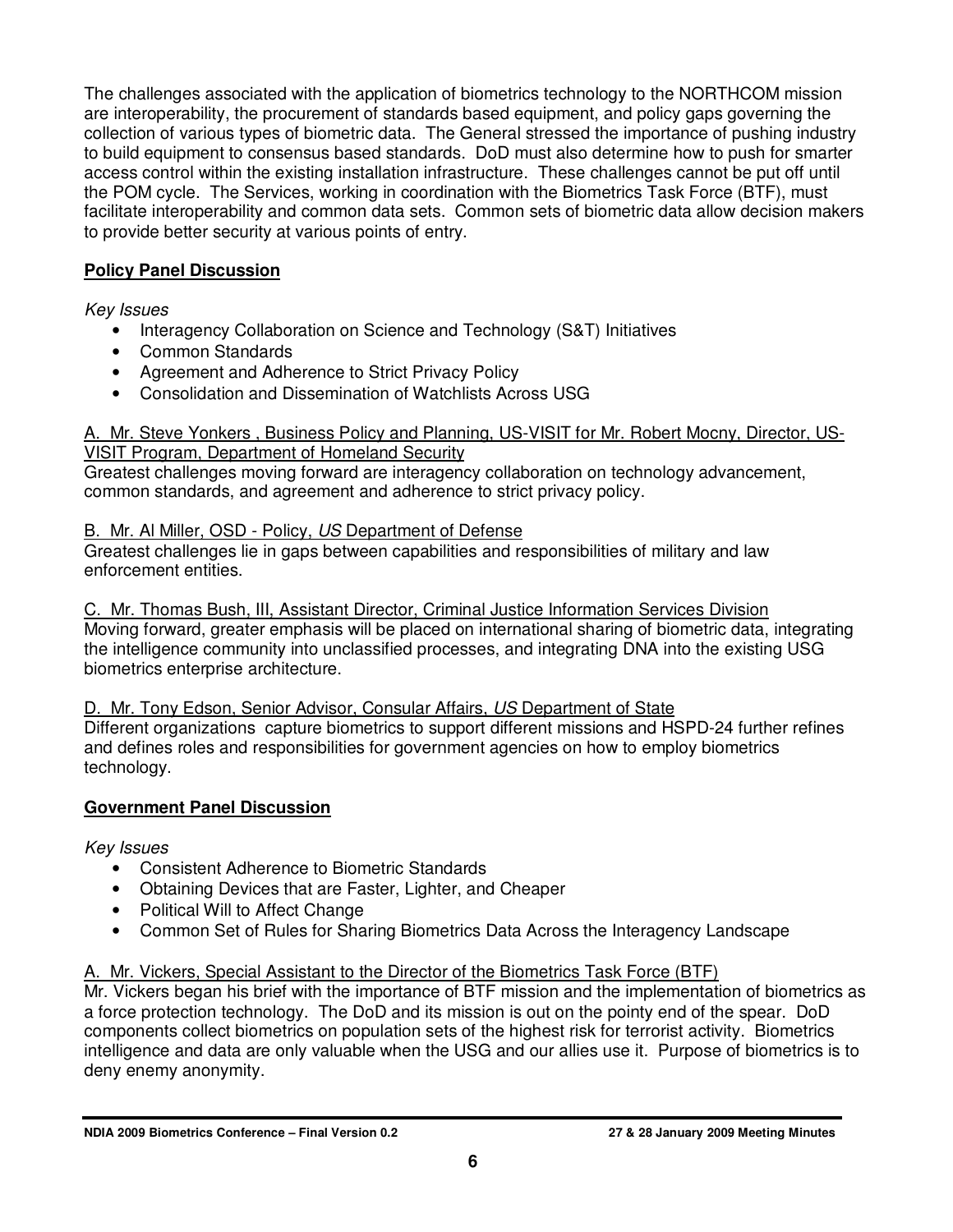The challenges associated with the application of biometrics technology to the NORTHCOM mission are interoperability, the procurement of standards based equipment, and policy gaps governing the collection of various types of biometric data. The General stressed the importance of pushing industry to build equipment to consensus based standards. DoD must also determine how to push for smarter access control within the existing installation infrastructure. These challenges cannot be put off until the POM cycle. The Services, working in coordination with the Biometrics Task Force (BTF), must facilitate interoperability and common data sets. Common sets of biometric data allow decision makers to provide better security at various points of entry.

**Policy Panel Discussion**

*Key Issues*

- Interagency Collaboration on Science and Technology (S&T) Initiatives
- Common Standards
- Agreement and Adherence to Strict Privacy Policy
- Consolidation and Dissemination of Watchlists Across USG

A. Mr. Steve Yonkers , Business Policy and Planning, US-VISIT for Mr. Robert Mocny, Director, US-VISIT Program, Department of Homeland Security

Greatest challenges moving forward are interagency collaboration on technology advancement, common standards, and agreement and adherence to strict privacy policy.

B. Mr. Al Miller, OSD - Policy, *US* Department of Defense

Greatest challenges lie in gaps between capabilities and responsibilities of military and law enforcement entities.

C. Mr. Thomas Bush, III, Assistant Director, Criminal Justice Information Services Division

Moving forward, greater emphasis will be placed on international sharing of biometric data, integrating the intelligence community into unclassified processes, and integrating DNA into the existing USG biometrics enterprise architecture.

D. Mr. Tony Edson, Senior Advisor, Consular Affairs, *US* Department of State

Different organizations capture biometrics to support different missions and HSPD-24 further refines and defines roles and responsibilities for government agencies on how to employ biometrics technology.

**Government Panel Discussion**

*Key Issues*

- Consistent Adherence to Biometric Standards
- Obtaining Devices that are Faster, Lighter, and Cheaper
- Political Will to Affect Change
- Common Set of Rules for Sharing Biometrics Data Across the Interagency Landscape

A. Mr. Vickers, Special Assistant to the Director of the Biometrics Task Force (BTF)

Mr. Vickers began his brief with the importance of BTF mission and the implementation of biometrics as a force protection technology. The DoD and its mission is out on the pointy end of the spear. DoD components collect biometrics on population sets of the highest risk for terrorist activity. Biometrics intelligence and data are only valuable when the USG and our allies use it. Purpose of biometrics is to deny enemy anonymity.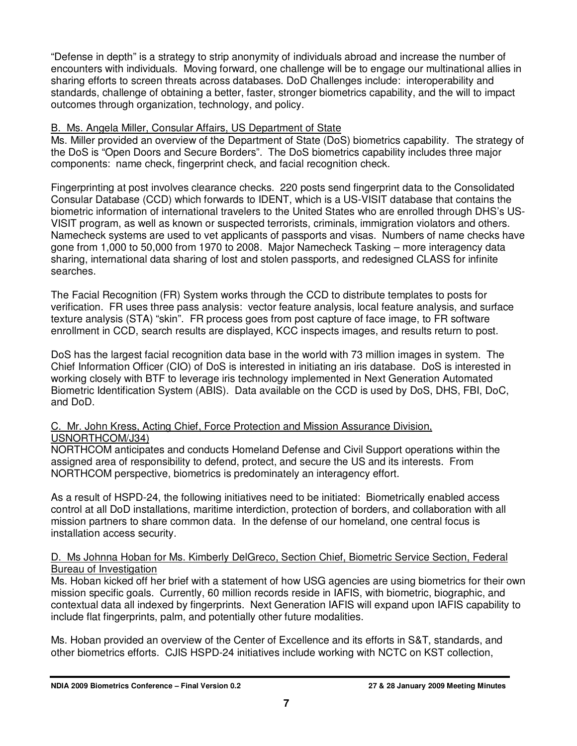"Defense in depth" is a strategy to strip anonymity of individuals abroad and increase the number of encounters with individuals. Moving forward, one challenge will be to engage our multinational allies in sharing efforts to screen threats across databases. DoD Challenges include: interoperability and standards, challenge of obtaining a better, faster, stronger biometrics capability, and the will to impact outcomes through organization, technology, and policy.

<u>B. Ms. Angela Miller, Consular Affairs, US Department of State</u>

Ms. Miller provided an overview of the Department of State (DoS) biometrics capability. The strategy of the DoS is "Open Doors and Secure Borders". The DoS biometrics capability includes three major components: name check, fingerprint check, and facial recognition check.

Fingerprinting at post involves clearance checks. 220 posts send fingerprint data to the Consolidated Consular Database (CCD) which forwards to IDENT, which is a US-VISIT database that contains the biometric information of international travelers to the United States who are enrolled through DHS's US-VISIT program, as well as known or suspected terrorists, criminals, immigration violators and others. Namecheck systems are used to vet applicants of passports and visas. Numbers of name checks have gone from 1,000 to 50,000 from 1970 to 2008. Major Namecheck Tasking – more interagency data sharing, international data sharing of lost and stolen passports, and redesigned CLASS for infinite searches.

The Facial Recognition (FR) System works through the CCD to distribute templates to posts for verification. FR uses three pass analysis: vector feature analysis, local feature analysis, and surface texture analysis (STA) "skin". FR process goes from post capture of face image, to FR software enrollment in CCD, search results are displayed, KCC inspects images, and results return to post.

DoS has the largest facial recognition data base in the world with 73 million images in system. The Chief Information Officer (CIO) of DoS is interested in initiating an iris database. DoS is interested in working closely with BTF to leverage iris technology implemented in Next Generation Automated Biometric Identification System (ABIS). Data available on the CCD is used by DoS, DHS, FBI, DoC, and DoD.

<u>C. Mr. John Kress, Acting Chief, Force Protection and Mission Assurance Division, USNORTHCOM/J34)</u>

NORTHCOM anticipates and conducts Homeland Defense and Civil Support operations within the assigned area of responsibility to defend, protect, and secure the US and its interests. From NORTHCOM perspective, biometrics is predominately an interagency effort.

As a result of HSPD-24, the following initiatives need to be initiated: Biometrically enabled access control at all DoD installations, maritime interdiction, protection of borders, and collaboration with all mission partners to share common data. In the defense of our homeland, one central focus is installation access security.

<u>D. Ms Johnna Hoban for Ms. Kimberly DelGreco, Section Chief, Biometric Service Section, Federal Bureau of Investigation</u>

Ms. Hoban kicked off her brief with a statement of how USG agencies are using biometrics for their own mission specific goals. Currently, 60 million records reside in IAFIS, with biometric, biographic, and contextual data all indexed by fingerprints. Next Generation IAFIS will expand upon IAFIS capability to include flat fingerprints, palm, and potentially other future modalities.

Ms. Hoban provided an overview of the Center of Excellence and its efforts in S&T, standards, and other biometrics efforts. CJIS HSPD-24 initiatives include working with NCTC on KST collection,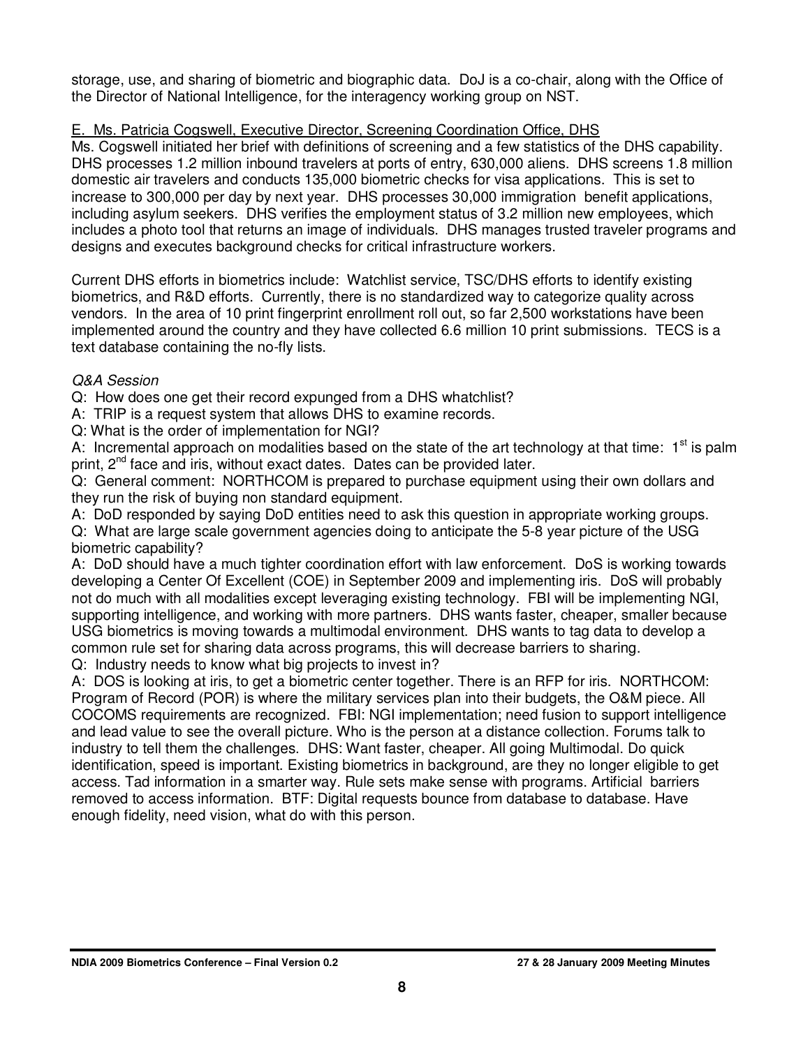storage, use, and sharing of biometric and biographic data. DoJ is a co-chair, along with the Office of the Director of National Intelligence, for the interagency working group on NST.

E. Ms. Patricia Cogswell, Executive Director, Screening Coordination Office, DHS

Ms. Cogswell initiated her brief with definitions of screening and a few statistics of the DHS capability. DHS processes 1.2 million inbound travelers at ports of entry, 630,000 aliens. DHS screens 1.8 million domestic air travelers and conducts 135,000 biometric checks for visa applications. This is set to increase to 300,000 per day by next year. DHS processes 30,000 immigration benefit applications, including asylum seekers. DHS verifies the employment status of 3.2 million new employees, which includes a photo tool that returns an image of individuals. DHS manages trusted traveler programs and designs and executes background checks for critical infrastructure workers.

Current DHS efforts in biometrics include: Watchlist service, TSC/DHS efforts to identify existing biometrics, and R&D efforts. Currently, there is no standardized way to categorize quality across vendors. In the area of 10 print fingerprint enrollment roll out, so far 2,500 workstations have been implemented around the country and they have collected 6.6 million 10 print submissions. TECS is a text database containing the no-fly lists.

*Q&A Session*

Q: How does one get their record expunged from a DHS whatchlist?
A: TRIP is a request system that allows DHS to examine records.
Q: What is the order of implementation for NGI?
A: Incremental approach on modalities based on the state of the art technology at that time: 1st is palm print, 2nd face and iris, without exact dates. Dates can be provided later.
Q: General comment: NORTHCOM is prepared to purchase equipment using their own dollars and they run the risk of buying non standard equipment.
A: DoD responded by saying DoD entities need to ask this question in appropriate working groups.
Q: What are large scale government agencies doing to anticipate the 5-8 year picture of the USG biometric capability?
A: DoD should have a much tighter coordination effort with law enforcement. DoS is working towards developing a Center Of Excellent (COE) in September 2009 and implementing iris. DoS will probably not do much with all modalities except leveraging existing technology. FBI will be implementing NGI, supporting intelligence, and working with more partners. DHS wants faster, cheaper, smaller because USG biometrics is moving towards a multimodal environment. DHS wants to tag data to develop a common rule set for sharing data across programs, this will decrease barriers to sharing.
Q: Industry needs to know what big projects to invest in?
A: DOS is looking at iris, to get a biometric center together. There is an RFP for iris. NORTHCOM: Program of Record (POR) is where the military services plan into their budgets, the O&M piece. All COCOMS requirements are recognized. FBI: NGI implementation; need fusion to support intelligence and lead value to see the overall picture. Who is the person at a distance collection. Forums talk to industry to tell them the challenges. DHS: Want faster, cheaper. All going Multimodal. Do quick identification, speed is important. Existing biometrics in background, are they no longer eligible to get access. Tad information in a smarter way. Rule sets make sense with programs. Artificial barriers removed to access information. BTF: Digital requests bounce from database to database. Have enough fidelity, need vision, what do with this person.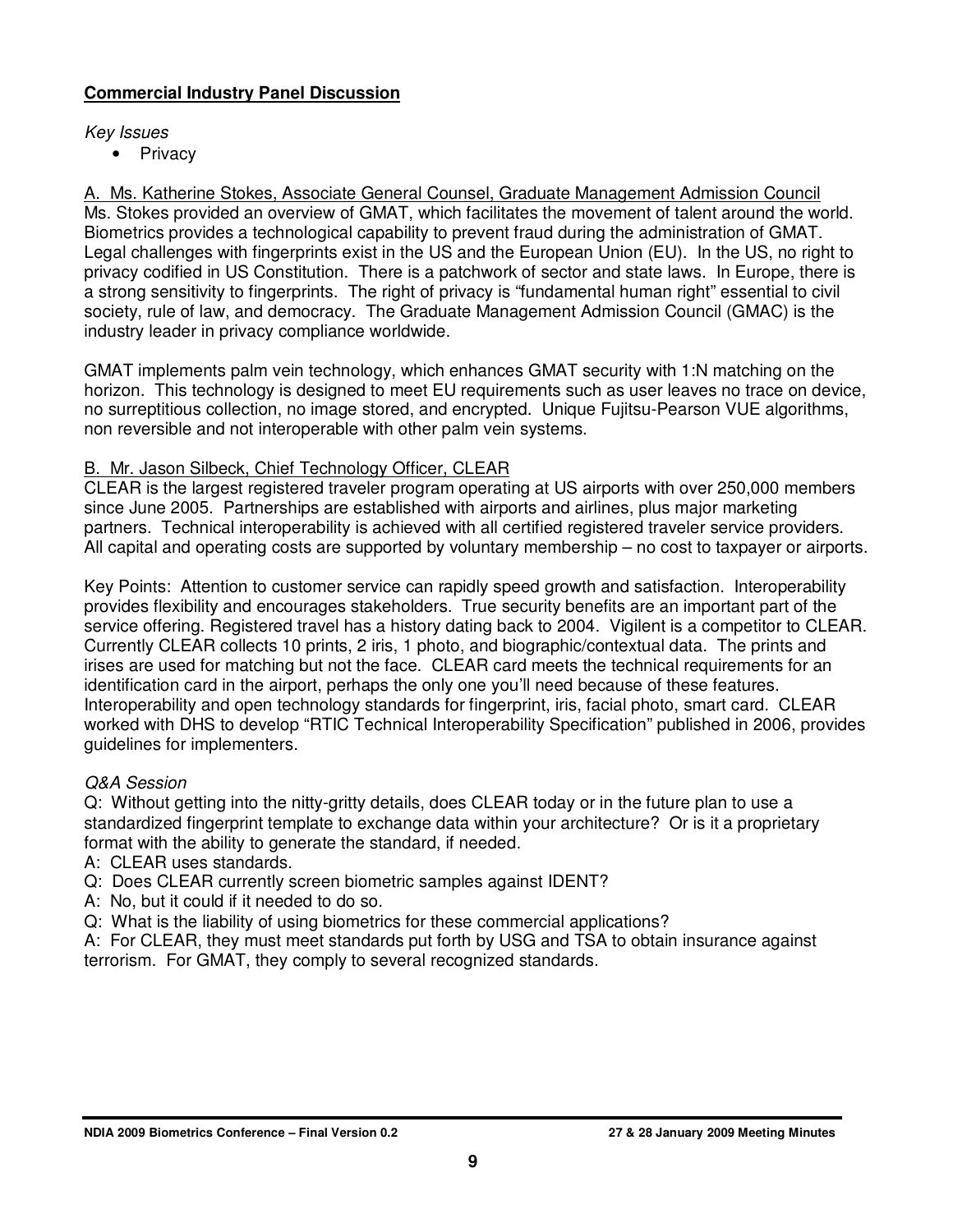**Commercial Industry Panel Discussion**

*Key Issues*

- Privacy

A. Ms. Katherine Stokes, Associate General Counsel, Graduate Management Admission Council
Ms. Stokes provided an overview of GMAT, which facilitates the movement of talent around the world. Biometrics provides a technological capability to prevent fraud during the administration of GMAT. Legal challenges with fingerprints exist in the US and the European Union (EU). In the US, no right to privacy codified in US Constitution. There is a patchwork of sector and state laws. In Europe, there is a strong sensitivity to fingerprints. The right of privacy is "fundamental human right" essential to civil society, rule of law, and democracy. The Graduate Management Admission Council (GMAC) is the industry leader in privacy compliance worldwide.

GMAT implements palm vein technology, which enhances GMAT security with 1:N matching on the horizon. This technology is designed to meet EU requirements such as user leaves no trace on device, no surreptitious collection, no image stored, and encrypted. Unique Fujitsu-Pearson VUE algorithms, non reversible and not interoperable with other palm vein systems.

B. Mr. Jason Silbeck, Chief Technology Officer, CLEAR
CLEAR is the largest registered traveler program operating at US airports with over 250,000 members since June 2005. Partnerships are established with airports and airlines, plus major marketing partners. Technical interoperability is achieved with all certified registered traveler service providers. All capital and operating costs are supported by voluntary membership – no cost to taxpayer or airports.

Key Points: Attention to customer service can rapidly speed growth and satisfaction. Interoperability provides flexibility and encourages stakeholders. True security benefits are an important part of the service offering. Registered travel has a history dating back to 2004. Vigilent is a competitor to CLEAR. Currently CLEAR collects 10 prints, 2 iris, 1 photo, and biographic/contextual data. The prints and irises are used for matching but not the face. CLEAR card meets the technical requirements for an identification card in the airport, perhaps the only one you'll need because of these features. Interoperability and open technology standards for fingerprint, iris, facial photo, smart card. CLEAR worked with DHS to develop "RTIC Technical Interoperability Specification" published in 2006, provides guidelines for implementers.

*Q&A Session*

Q: Without getting into the nitty-gritty details, does CLEAR today or in the future plan to use a standardized fingerprint template to exchange data within your architecture? Or is it a proprietary format with the ability to generate the standard, if needed.
A: CLEAR uses standards.
Q: Does CLEAR currently screen biometric samples against IDENT?
A: No, but it could if it needed to do so.
Q: What is the liability of using biometrics for these commercial applications?
A: For CLEAR, they must meet standards put forth by USG and TSA to obtain insurance against terrorism. For GMAT, they comply to several recognized standards.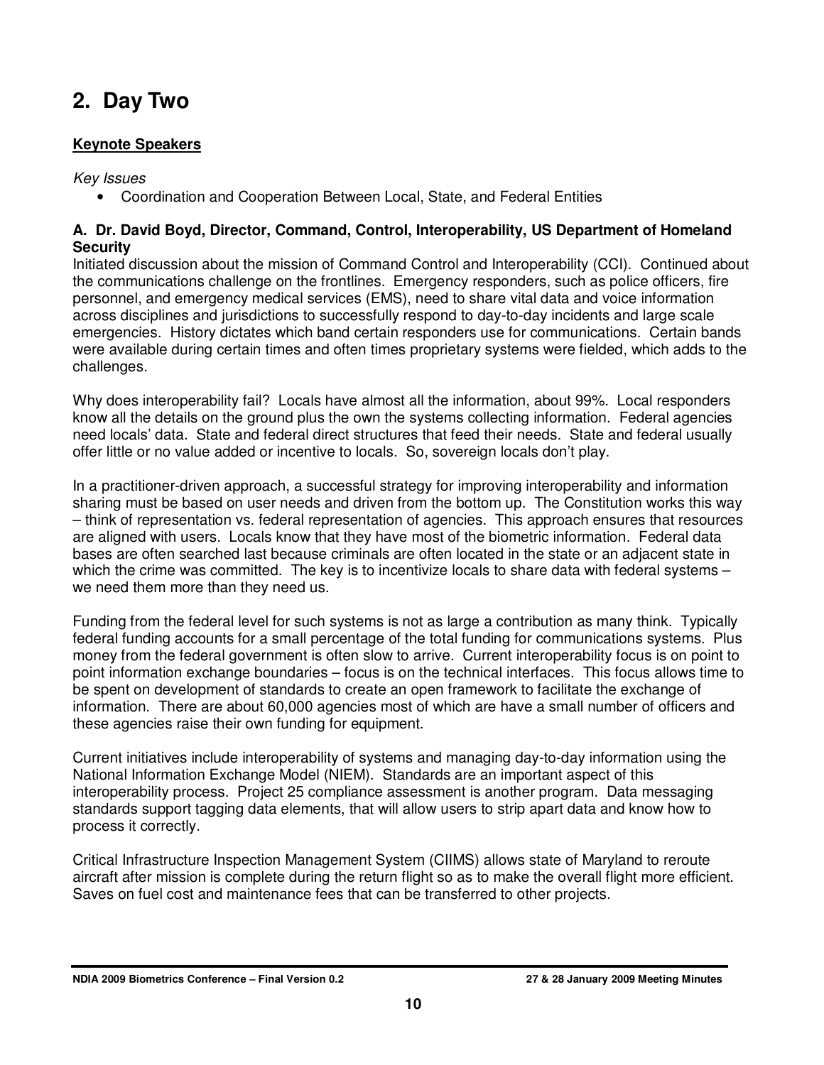# 2. Day Two

**Keynote Speakers**

*Key Issues*

- Coordination and Cooperation Between Local, State, and Federal Entities

**A. Dr. David Boyd, Director, Command, Control, Interoperability, US Department of Homeland Security**

Initiated discussion about the mission of Command Control and Interoperability (CCI). Continued about the communications challenge on the frontlines. Emergency responders, such as police officers, fire personnel, and emergency medical services (EMS), need to share vital data and voice information across disciplines and jurisdictions to successfully respond to day-to-day incidents and large scale emergencies. History dictates which band certain responders use for communications. Certain bands were available during certain times and often times proprietary systems were fielded, which adds to the challenges.

Why does interoperability fail? Locals have almost all the information, about 99%. Local responders know all the details on the ground plus the own the systems collecting information. Federal agencies need locals' data. State and federal direct structures that feed their needs. State and federal usually offer little or no value added or incentive to locals. So, sovereign locals don't play.

In a practitioner-driven approach, a successful strategy for improving interoperability and information sharing must be based on user needs and driven from the bottom up. The Constitution works this way – think of representation vs. federal representation of agencies. This approach ensures that resources are aligned with users. Locals know that they have most of the biometric information. Federal data bases are often searched last because criminals are often located in the state or an adjacent state in which the crime was committed. The key is to incentivize locals to share data with federal systems – we need them more than they need us.

Funding from the federal level for such systems is not as large a contribution as many think. Typically federal funding accounts for a small percentage of the total funding for communications systems. Plus money from the federal government is often slow to arrive. Current interoperability focus is on point to point information exchange boundaries – focus is on the technical interfaces. This focus allows time to be spent on development of standards to create an open framework to facilitate the exchange of information. There are about 60,000 agencies most of which are have a small number of officers and these agencies raise their own funding for equipment.

Current initiatives include interoperability of systems and managing day-to-day information using the National Information Exchange Model (NIEM). Standards are an important aspect of this interoperability process. Project 25 compliance assessment is another program. Data messaging standards support tagging data elements, that will allow users to strip apart data and know how to process it correctly.

Critical Infrastructure Inspection Management System (CIIMS) allows state of Maryland to reroute aircraft after mission is complete during the return flight so as to make the overall flight more efficient. Saves on fuel cost and maintenance fees that can be transferred to other projects.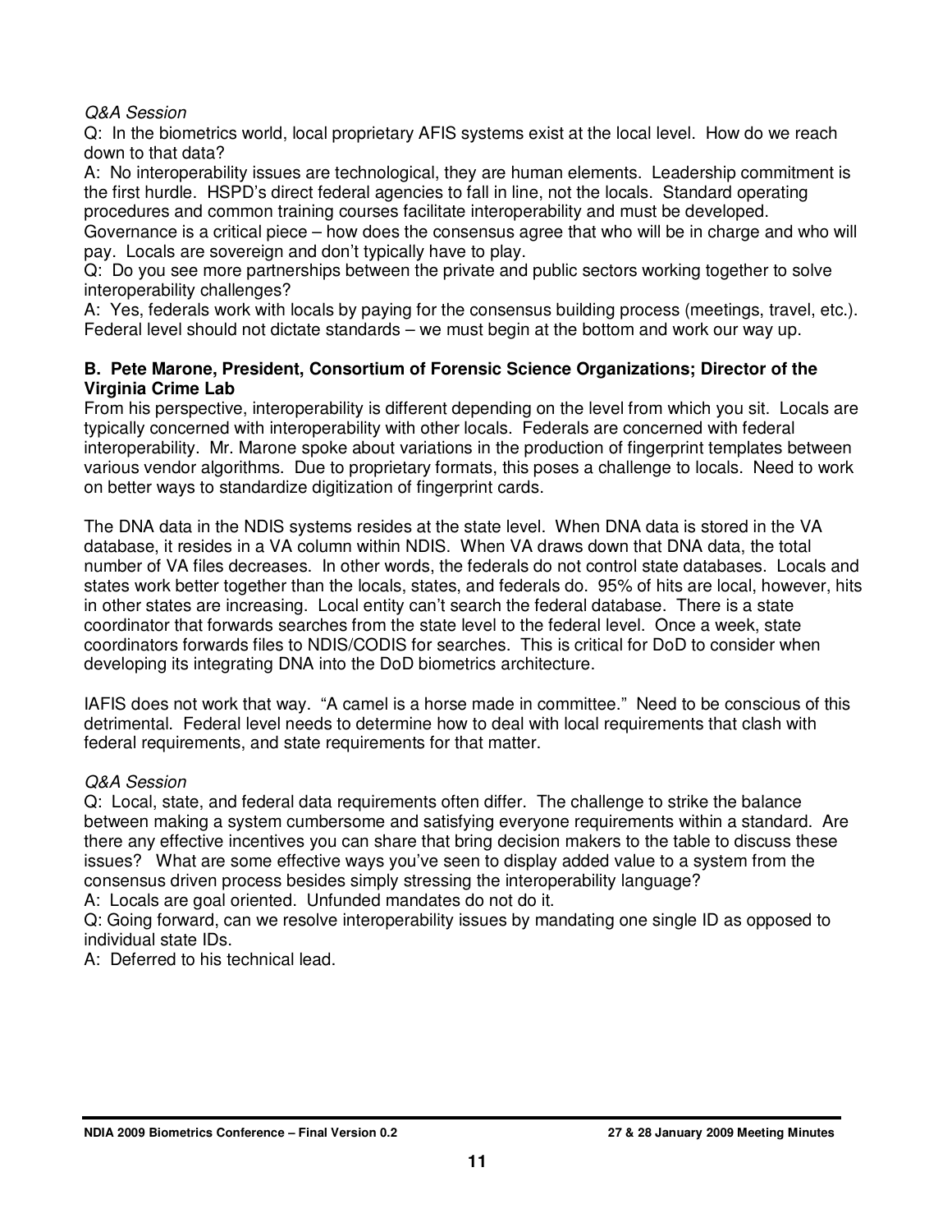*Q&A Session*

Q: In the biometrics world, local proprietary AFIS systems exist at the local level. How do we reach down to that data?

A: No interoperability issues are technological, they are human elements. Leadership commitment is the first hurdle. HSPD's direct federal agencies to fall in line, not the locals. Standard operating procedures and common training courses facilitate interoperability and must be developed. Governance is a critical piece – how does the consensus agree that who will be in charge and who will pay. Locals are sovereign and don't typically have to play.

Q: Do you see more partnerships between the private and public sectors working together to solve interoperability challenges?

A: Yes, federals work with locals by paying for the consensus building process (meetings, travel, etc.). Federal level should not dictate standards – we must begin at the bottom and work our way up.

**B. Pete Marone, President, Consortium of Forensic Science Organizations; Director of the Virginia Crime Lab**

From his perspective, interoperability is different depending on the level from which you sit. Locals are typically concerned with interoperability with other locals. Federals are concerned with federal interoperability. Mr. Marone spoke about variations in the production of fingerprint templates between various vendor algorithms. Due to proprietary formats, this poses a challenge to locals. Need to work on better ways to standardize digitization of fingerprint cards.

The DNA data in the NDIS systems resides at the state level. When DNA data is stored in the VA database, it resides in a VA column within NDIS. When VA draws down that DNA data, the total number of VA files decreases. In other words, the federals do not control state databases. Locals and states work better together than the locals, states, and federals do. 95% of hits are local, however, hits in other states are increasing. Local entity can't search the federal database. There is a state coordinator that forwards searches from the state level to the federal level. Once a week, state coordinators forwards files to NDIS/CODIS for searches. This is critical for DoD to consider when developing its integrating DNA into the DoD biometrics architecture.

IAFIS does not work that way. "A camel is a horse made in committee." Need to be conscious of this detrimental. Federal level needs to determine how to deal with local requirements that clash with federal requirements, and state requirements for that matter.

*Q&A Session*

Q: Local, state, and federal data requirements often differ. The challenge to strike the balance between making a system cumbersome and satisfying everyone requirements within a standard. Are there any effective incentives you can share that bring decision makers to the table to discuss these issues? What are some effective ways you've seen to display added value to a system from the consensus driven process besides simply stressing the interoperability language?

A: Locals are goal oriented. Unfunded mandates do not do it.

Q: Going forward, can we resolve interoperability issues by mandating one single ID as opposed to individual state IDs.

A: Deferred to his technical lead.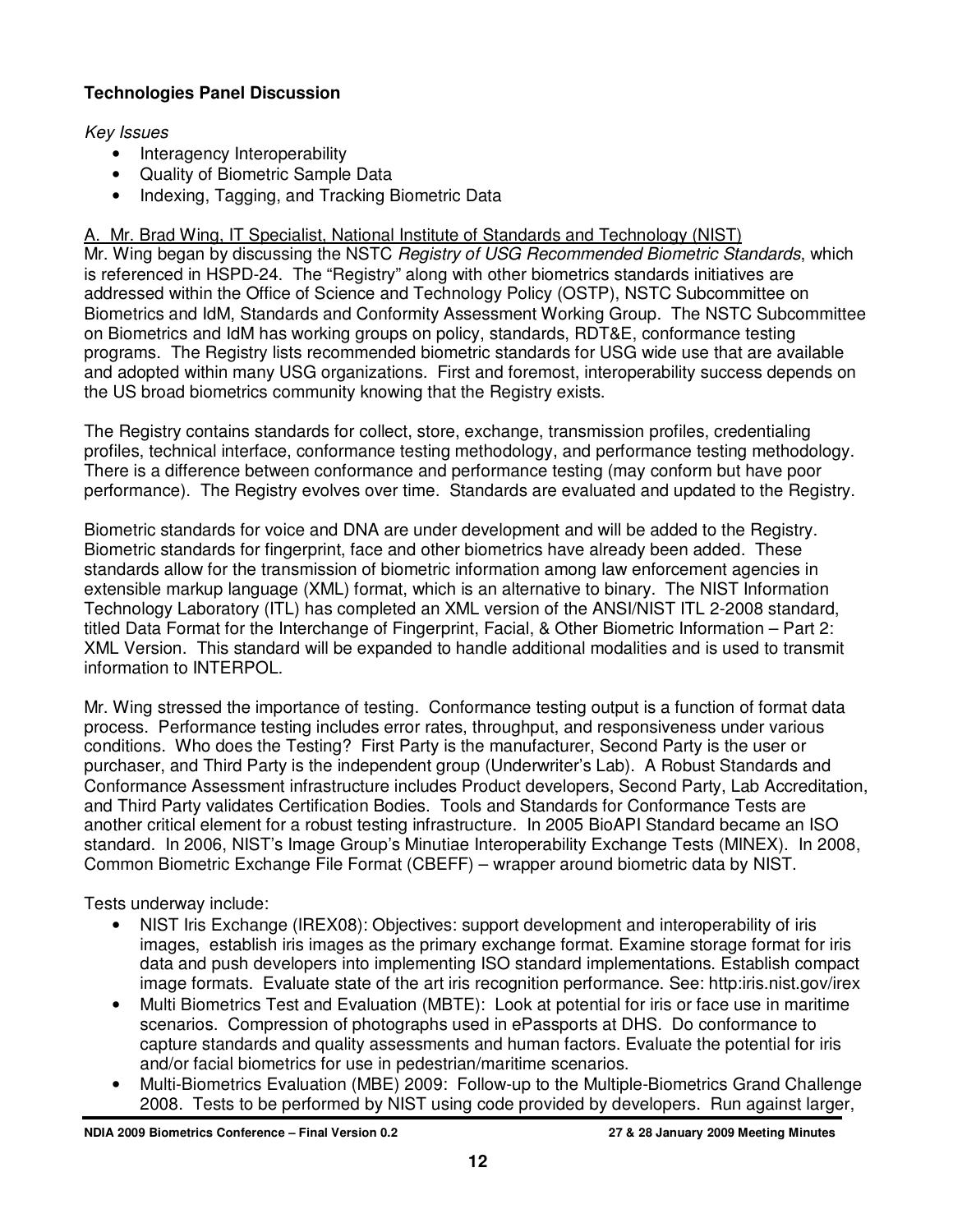**Technologies Panel Discussion**

*Key Issues*

- Interagency Interoperability
- Quality of Biometric Sample Data
- Indexing, Tagging, and Tracking Biometric Data

A. Mr. Brad Wing, IT Specialist, National Institute of Standards and Technology (NIST)

Mr. Wing began by discussing the NSTC *Registry of USG Recommended Biometric Standards*, which is referenced in HSPD-24. The "Registry" along with other biometrics standards initiatives are addressed within the Office of Science and Technology Policy (OSTP), NSTC Subcommittee on Biometrics and IdM, Standards and Conformity Assessment Working Group. The NSTC Subcommittee on Biometrics and IdM has working groups on policy, standards, RDT&E, conformance testing programs. The Registry lists recommended biometric standards for USG wide use that are available and adopted within many USG organizations. First and foremost, interoperability success depends on the US broad biometrics community knowing that the Registry exists.

The Registry contains standards for collect, store, exchange, transmission profiles, credentialing profiles, technical interface, conformance testing methodology, and performance testing methodology. There is a difference between conformance and performance testing (may conform but have poor performance). The Registry evolves over time. Standards are evaluated and updated to the Registry.

Biometric standards for voice and DNA are under development and will be added to the Registry. Biometric standards for fingerprint, face and other biometrics have already been added. These standards allow for the transmission of biometric information among law enforcement agencies in extensible markup language (XML) format, which is an alternative to binary. The NIST Information Technology Laboratory (ITL) has completed an XML version of the ANSI/NIST ITL 2-2008 standard, titled Data Format for the Interchange of Fingerprint, Facial, & Other Biometric Information – Part 2: XML Version. This standard will be expanded to handle additional modalities and is used to transmit information to INTERPOL.

Mr. Wing stressed the importance of testing. Conformance testing output is a function of format data process. Performance testing includes error rates, throughput, and responsiveness under various conditions. Who does the Testing? First Party is the manufacturer, Second Party is the user or purchaser, and Third Party is the independent group (Underwriter's Lab). A Robust Standards and Conformance Assessment infrastructure includes Product developers, Second Party, Lab Accreditation, and Third Party validates Certification Bodies. Tools and Standards for Conformance Tests are another critical element for a robust testing infrastructure. In 2005 BioAPI Standard became an ISO standard. In 2006, NIST's Image Group's Minutiae Interoperability Exchange Tests (MINEX). In 2008, Common Biometric Exchange File Format (CBEFF) – wrapper around biometric data by NIST.

Tests underway include:

- NIST Iris Exchange (IREX08): Objectives: support development and interoperability of iris images, establish iris images as the primary exchange format. Examine storage format for iris data and push developers into implementing ISO standard implementations. Establish compact image formats. Evaluate state of the art iris recognition performance. See: http:iris.nist.gov/irex
- Multi Biometrics Test and Evaluation (MBTE): Look at potential for iris or face use in maritime scenarios. Compression of photographs used in ePassports at DHS. Do conformance to capture standards and quality assessments and human factors. Evaluate the potential for iris and/or facial biometrics for use in pedestrian/maritime scenarios.
- Multi-Biometrics Evaluation (MBE) 2009: Follow-up to the Multiple-Biometrics Grand Challenge 2008. Tests to be performed by NIST using code provided by developers. Run against larger,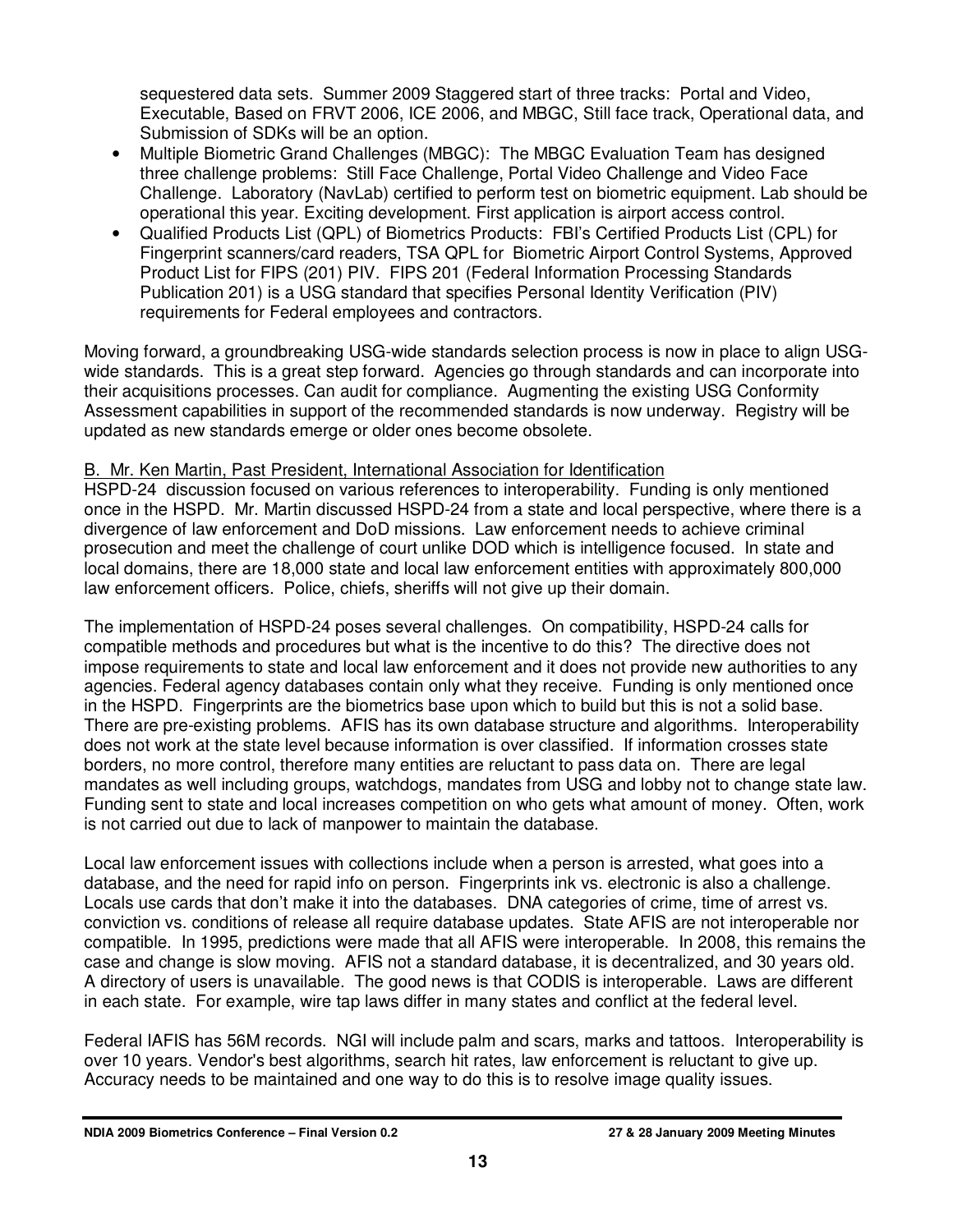sequestered data sets. Summer 2009 Staggered start of three tracks: Portal and Video, Executable, Based on FRVT 2006, ICE 2006, and MBGC, Still face track, Operational data, and Submission of SDKs will be an option.

- Multiple Biometric Grand Challenges (MBGC): The MBGC Evaluation Team has designed three challenge problems: Still Face Challenge, Portal Video Challenge and Video Face Challenge. Laboratory (NavLab) certified to perform test on biometric equipment. Lab should be operational this year. Exciting development. First application is airport access control.
- Qualified Products List (QPL) of Biometrics Products: FBI's Certified Products List (CPL) for Fingerprint scanners/card readers, TSA QPL for Biometric Airport Control Systems, Approved Product List for FIPS (201) PIV. FIPS 201 (Federal Information Processing Standards Publication 201) is a USG standard that specifies Personal Identity Verification (PIV) requirements for Federal employees and contractors.

Moving forward, a groundbreaking USG-wide standards selection process is now in place to align USG-wide standards. This is a great step forward. Agencies go through standards and can incorporate into their acquisitions processes. Can audit for compliance. Augmenting the existing USG Conformity Assessment capabilities in support of the recommended standards is now underway. Registry will be updated as new standards emerge or older ones become obsolete.

B. Mr. Ken Martin, Past President, International Association for Identification

HSPD-24 discussion focused on various references to interoperability. Funding is only mentioned once in the HSPD. Mr. Martin discussed HSPD-24 from a state and local perspective, where there is a divergence of law enforcement and DoD missions. Law enforcement needs to achieve criminal prosecution and meet the challenge of court unlike DOD which is intelligence focused. In state and local domains, there are 18,000 state and local law enforcement entities with approximately 800,000 law enforcement officers. Police, chiefs, sheriffs will not give up their domain.

The implementation of HSPD-24 poses several challenges. On compatibility, HSPD-24 calls for compatible methods and procedures but what is the incentive to do this? The directive does not impose requirements to state and local law enforcement and it does not provide new authorities to any agencies. Federal agency databases contain only what they receive. Funding is only mentioned once in the HSPD. Fingerprints are the biometrics base upon which to build but this is not a solid base. There are pre-existing problems. AFIS has its own database structure and algorithms. Interoperability does not work at the state level because information is over classified. If information crosses state borders, no more control, therefore many entities are reluctant to pass data on. There are legal mandates as well including groups, watchdogs, mandates from USG and lobby not to change state law. Funding sent to state and local increases competition on who gets what amount of money. Often, work is not carried out due to lack of manpower to maintain the database.

Local law enforcement issues with collections include when a person is arrested, what goes into a database, and the need for rapid info on person. Fingerprints ink vs. electronic is also a challenge. Locals use cards that don't make it into the databases. DNA categories of crime, time of arrest vs. conviction vs. conditions of release all require database updates. State AFIS are not interoperable nor compatible. In 1995, predictions were made that all AFIS were interoperable. In 2008, this remains the case and change is slow moving. AFIS not a standard database, it is decentralized, and 30 years old. A directory of users is unavailable. The good news is that CODIS is interoperable. Laws are different in each state. For example, wire tap laws differ in many states and conflict at the federal level.

Federal IAFIS has 56M records. NGI will include palm and scars, marks and tattoos. Interoperability is over 10 years. Vendor's best algorithms, search hit rates, law enforcement is reluctant to give up. Accuracy needs to be maintained and one way to do this is to resolve image quality issues.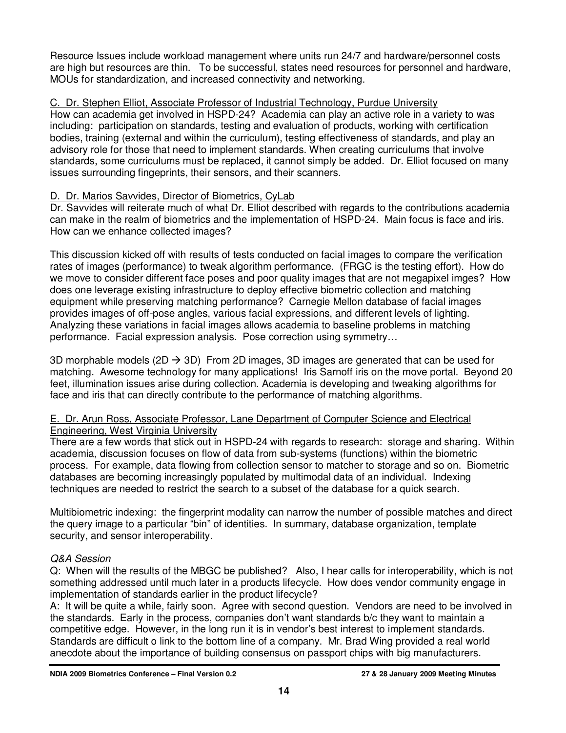Resource Issues include workload management where units run 24/7 and hardware/personnel costs are high but resources are thin. To be successful, states need resources for personnel and hardware, MOUs for standardization, and increased connectivity and networking.

C. Dr. Stephen Elliot, Associate Professor of Industrial Technology, Purdue University

How can academia get involved in HSPD-24? Academia can play an active role in a variety to was including: participation on standards, testing and evaluation of products, working with certification bodies, training (external and within the curriculum), testing effectiveness of standards, and play an advisory role for those that need to implement standards. When creating curriculums that involve standards, some curriculums must be replaced, it cannot simply be added. Dr. Elliot focused on many issues surrounding fingerprints, their sensors, and their scanners.

D. Dr. Marios Savvides, Director of Biometrics, CyLab

Dr. Savvides will reiterate much of what Dr. Elliot described with regards to the contributions academia can make in the realm of biometrics and the implementation of HSPD-24. Main focus is face and iris. How can we enhance collected images?

This discussion kicked off with results of tests conducted on facial images to compare the verification rates of images (performance) to tweak algorithm performance. (FRGC is the testing effort). How do we move to consider different face poses and poor quality images that are not megapixel imges? How does one leverage existing infrastructure to deploy effective biometric collection and matching equipment while preserving matching performance? Carnegie Mellon database of facial images provides images of off-pose angles, various facial expressions, and different levels of lighting. Analyzing these variations in facial images allows academia to baseline problems in matching performance. Facial expression analysis. Pose correction using symmetry…

3D morphable models (2D → 3D) From 2D images, 3D images are generated that can be used for matching. Awesome technology for many applications! Iris Sarnoff iris on the move portal. Beyond 20 feet, illumination issues arise during collection. Academia is developing and tweaking algorithms for face and iris that can directly contribute to the performance of matching algorithms.

E. Dr. Arun Ross, Associate Professor, Lane Department of Computer Science and Electrical Engineering, West Virginia University

There are a few words that stick out in HSPD-24 with regards to research: storage and sharing. Within academia, discussion focuses on flow of data from sub-systems (functions) within the biometric process. For example, data flowing from collection sensor to matcher to storage and so on. Biometric databases are becoming increasingly populated by multimodal data of an individual. Indexing techniques are needed to restrict the search to a subset of the database for a quick search.

Multibiometric indexing: the fingerprint modality can narrow the number of possible matches and direct the query image to a particular "bin" of identities. In summary, database organization, template security, and sensor interoperability.

*Q&A Session*

Q: When will the results of the MBGC be published? Also, I hear calls for interoperability, which is not something addressed until much later in a products lifecycle. How does vendor community engage in implementation of standards earlier in the product lifecycle?

A: It will be quite a while, fairly soon. Agree with second question. Vendors are need to be involved in the standards. Early in the process, companies don't want standards b/c they want to maintain a competitive edge. However, in the long run it is in vendor's best interest to implement standards. Standards are difficult o link to the bottom line of a company. Mr. Brad Wing provided a real world anecdote about the importance of building consensus on passport chips with big manufacturers.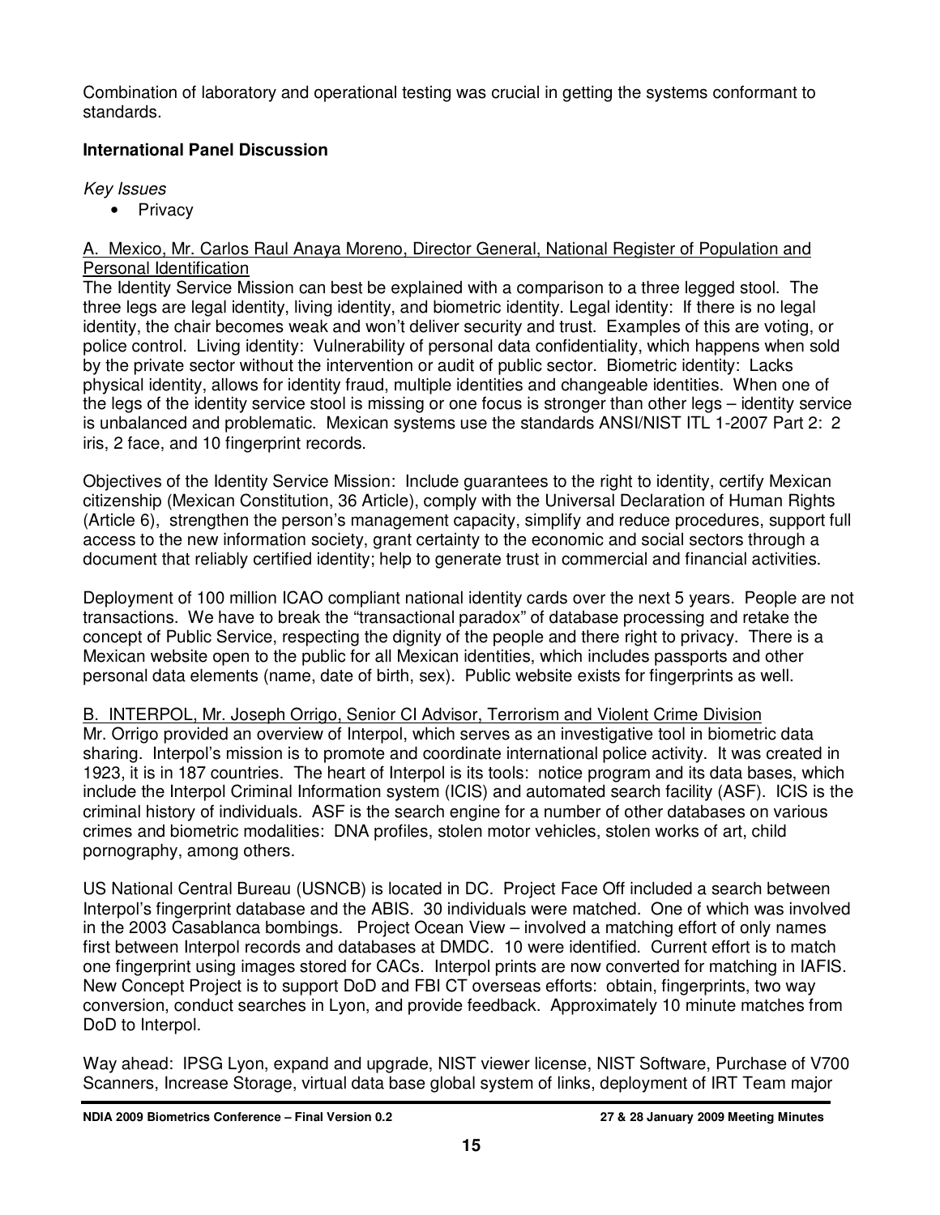Combination of laboratory and operational testing was crucial in getting the systems conformant to standards.

**International Panel Discussion**

*Key Issues*

- Privacy

A. Mexico, Mr. Carlos Raul Anaya Moreno, Director General, National Register of Population and Personal Identification

The Identity Service Mission can best be explained with a comparison to a three legged stool. The three legs are legal identity, living identity, and biometric identity. Legal identity: If there is no legal identity, the chair becomes weak and won't deliver security and trust. Examples of this are voting, or police control. Living identity: Vulnerability of personal data confidentiality, which happens when sold by the private sector without the intervention or audit of public sector. Biometric identity: Lacks physical identity, allows for identity fraud, multiple identities and changeable identities. When one of the legs of the identity service stool is missing or one focus is stronger than other legs – identity service is unbalanced and problematic. Mexican systems use the standards ANSI/NIST ITL 1-2007 Part 2: 2 iris, 2 face, and 10 fingerprint records.

Objectives of the Identity Service Mission: Include guarantees to the right to identity, certify Mexican citizenship (Mexican Constitution, 36 Article), comply with the Universal Declaration of Human Rights (Article 6), strengthen the person's management capacity, simplify and reduce procedures, support full access to the new information society, grant certainty to the economic and social sectors through a document that reliably certified identity; help to generate trust in commercial and financial activities.

Deployment of 100 million ICAO compliant national identity cards over the next 5 years. People are not transactions. We have to break the "transactional paradox" of database processing and retake the concept of Public Service, respecting the dignity of the people and there right to privacy. There is a Mexican website open to the public for all Mexican identities, which includes passports and other personal data elements (name, date of birth, sex). Public website exists for fingerprints as well.

B. INTERPOL, Mr. Joseph Orrigo, Senior CI Advisor, Terrorism and Violent Crime Division

Mr. Orrigo provided an overview of Interpol, which serves as an investigative tool in biometric data sharing. Interpol's mission is to promote and coordinate international police activity. It was created in 1923, it is in 187 countries. The heart of Interpol is its tools: notice program and its data bases, which include the Interpol Criminal Information system (ICIS) and automated search facility (ASF). ICIS is the criminal history of individuals. ASF is the search engine for a number of other databases on various crimes and biometric modalities: DNA profiles, stolen motor vehicles, stolen works of art, child pornography, among others.

US National Central Bureau (USNCB) is located in DC. Project Face Off included a search between Interpol's fingerprint database and the ABIS. 30 individuals were matched. One of which was involved in the 2003 Casablanca bombings. Project Ocean View – involved a matching effort of only names first between Interpol records and databases at DMDC. 10 were identified. Current effort is to match one fingerprint using images stored for CACs. Interpol prints are now converted for matching in IAFIS. New Concept Project is to support DoD and FBI CT overseas efforts: obtain, fingerprints, two way conversion, conduct searches in Lyon, and provide feedback. Approximately 10 minute matches from DoD to Interpol.

Way ahead: IPSG Lyon, expand and upgrade, NIST viewer license, NIST Software, Purchase of V700 Scanners, Increase Storage, virtual data base global system of links, deployment of IRT Team major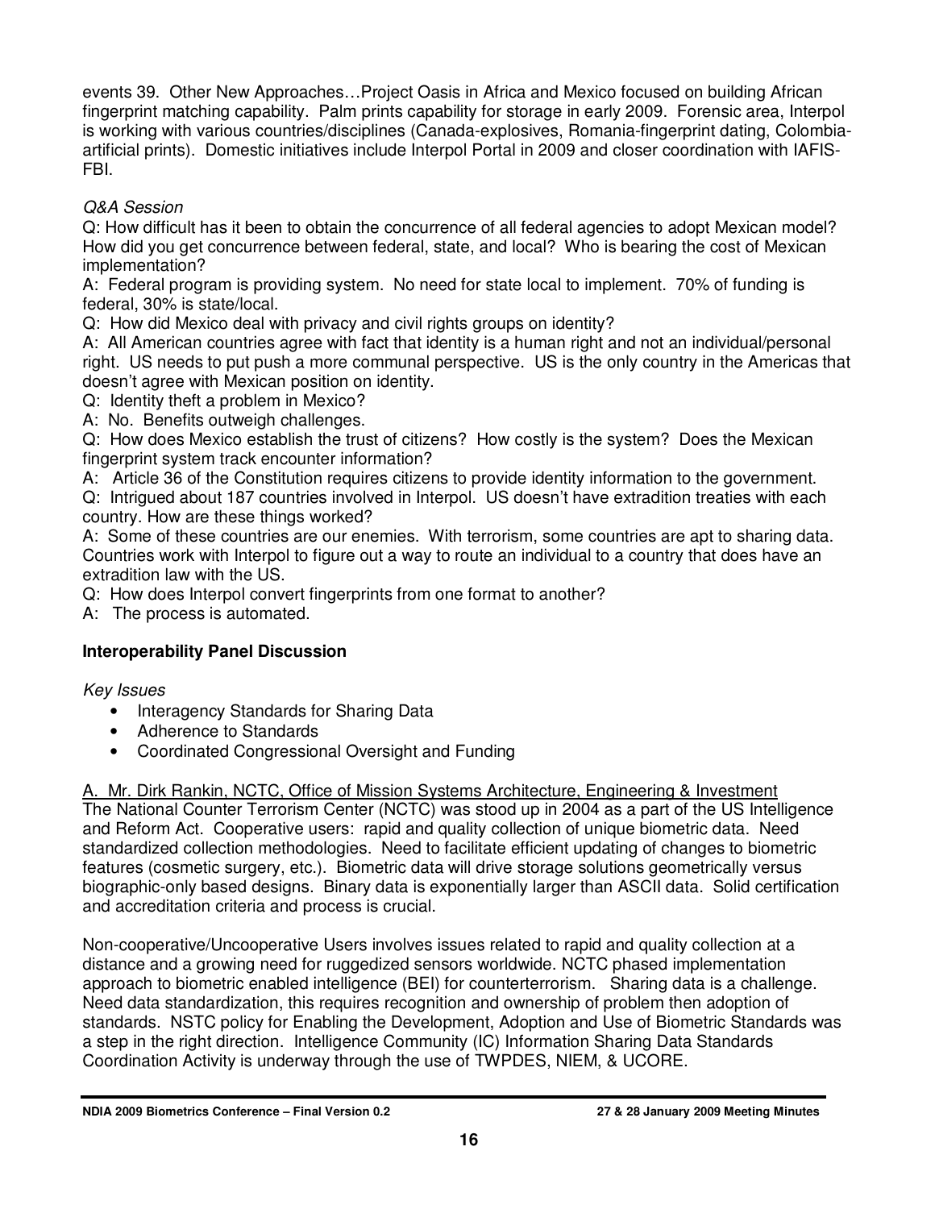events 39. Other New Approaches…Project Oasis in Africa and Mexico focused on building African fingerprint matching capability. Palm prints capability for storage in early 2009. Forensic area, Interpol is working with various countries/disciplines (Canada-explosives, Romania-fingerprint dating, Colombia-artificial prints). Domestic initiatives include Interpol Portal in 2009 and closer coordination with IAFIS-FBI.

*Q&A Session*

Q: How difficult has it been to obtain the concurrence of all federal agencies to adopt Mexican model? How did you get concurrence between federal, state, and local? Who is bearing the cost of Mexican implementation?

A: Federal program is providing system. No need for state local to implement. 70% of funding is federal, 30% is state/local.

Q: How did Mexico deal with privacy and civil rights groups on identity?

A: All American countries agree with fact that identity is a human right and not an individual/personal right. US needs to put push a more communal perspective. US is the only country in the Americas that doesn't agree with Mexican position on identity.

Q: Identity theft a problem in Mexico?

A: No. Benefits outweigh challenges.

Q: How does Mexico establish the trust of citizens? How costly is the system? Does the Mexican fingerprint system track encounter information?

A: Article 36 of the Constitution requires citizens to provide identity information to the government.

Q: Intrigued about 187 countries involved in Interpol. US doesn't have extradition treaties with each country. How are these things worked?

A: Some of these countries are our enemies. With terrorism, some countries are apt to sharing data. Countries work with Interpol to figure out a way to route an individual to a country that does have an extradition law with the US.

Q: How does Interpol convert fingerprints from one format to another?

A: The process is automated.

**Interoperability Panel Discussion**

*Key Issues*

- Interagency Standards for Sharing Data
- Adherence to Standards
- Coordinated Congressional Oversight and Funding

<u>A. Mr. Dirk Rankin, NCTC, Office of Mission Systems Architecture, Engineering & Investment</u>

The National Counter Terrorism Center (NCTC) was stood up in 2004 as a part of the US Intelligence and Reform Act. Cooperative users: rapid and quality collection of unique biometric data. Need standardized collection methodologies. Need to facilitate efficient updating of changes to biometric features (cosmetic surgery, etc.). Biometric data will drive storage solutions geometrically versus biographic-only based designs. Binary data is exponentially larger than ASCII data. Solid certification and accreditation criteria and process is crucial.

Non-cooperative/Uncooperative Users involves issues related to rapid and quality collection at a distance and a growing need for ruggedized sensors worldwide. NCTC phased implementation approach to biometric enabled intelligence (BEI) for counterterrorism. Sharing data is a challenge. Need data standardization, this requires recognition and ownership of problem then adoption of standards. NSTC policy for Enabling the Development, Adoption and Use of Biometric Standards was a step in the right direction. Intelligence Community (IC) Information Sharing Data Standards Coordination Activity is underway through the use of TWPDES, NIEM, & UCORE.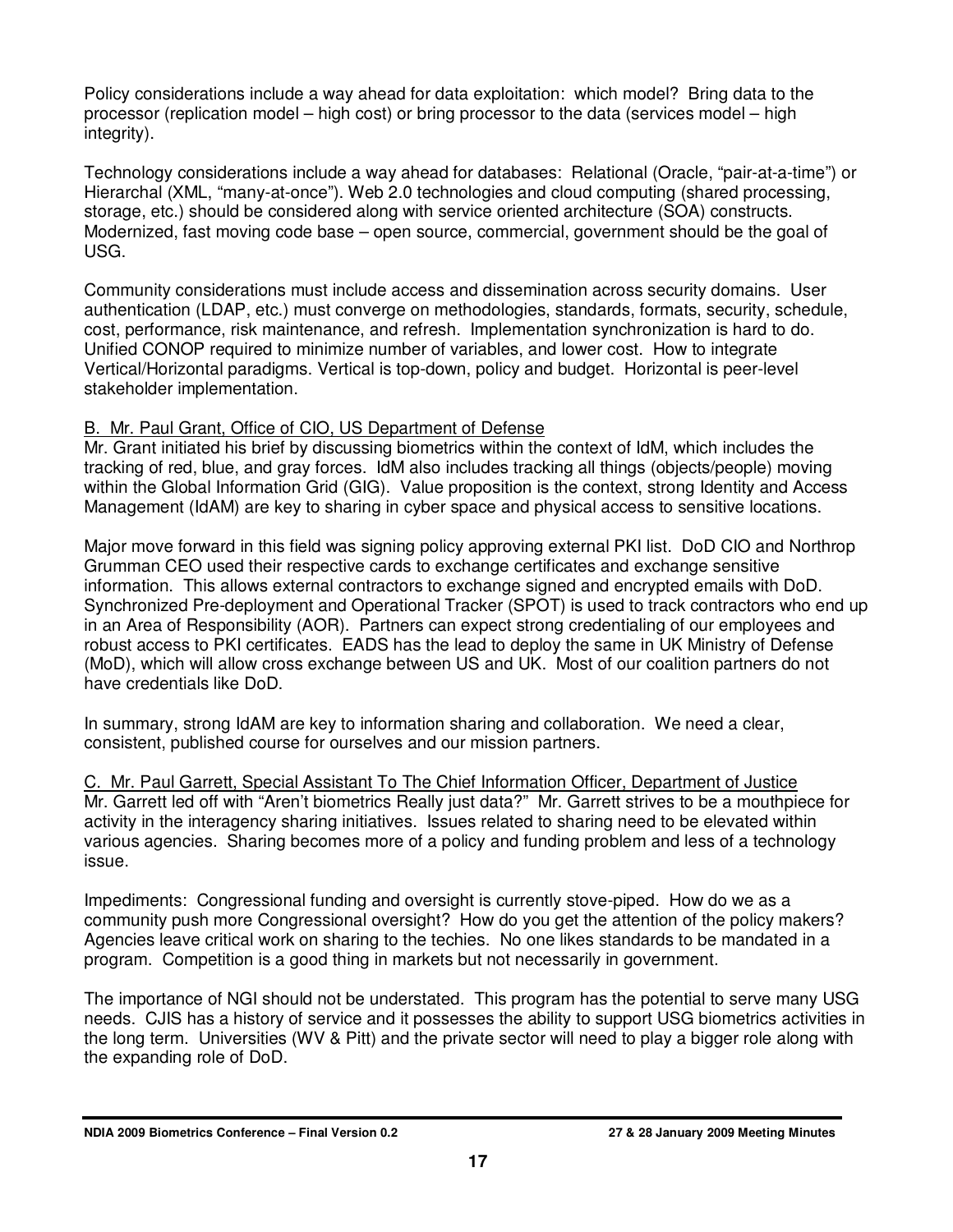Policy considerations include a way ahead for data exploitation: which model? Bring data to the processor (replication model – high cost) or bring processor to the data (services model – high integrity).

Technology considerations include a way ahead for databases: Relational (Oracle, "pair-at-a-time") or Hierarchal (XML, "many-at-once"). Web 2.0 technologies and cloud computing (shared processing, storage, etc.) should be considered along with service oriented architecture (SOA) constructs. Modernized, fast moving code base – open source, commercial, government should be the goal of USG.

Community considerations must include access and dissemination across security domains. User authentication (LDAP, etc.) must converge on methodologies, standards, formats, security, schedule, cost, performance, risk maintenance, and refresh. Implementation synchronization is hard to do. Unified CONOP required to minimize number of variables, and lower cost. How to integrate Vertical/Horizontal paradigms. Vertical is top-down, policy and budget. Horizontal is peer-level stakeholder implementation.

<u>B. Mr. Paul Grant, Office of CIO, US Department of Defense</u>
Mr. Grant initiated his brief by discussing biometrics within the context of IdM, which includes the tracking of red, blue, and gray forces. IdM also includes tracking all things (objects/people) moving within the Global Information Grid (GIG). Value proposition is the context, strong Identity and Access Management (IdAM) are key to sharing in cyber space and physical access to sensitive locations.

Major move forward in this field was signing policy approving external PKI list. DoD CIO and Northrop Grumman CEO used their respective cards to exchange certificates and exchange sensitive information. This allows external contractors to exchange signed and encrypted emails with DoD. Synchronized Pre-deployment and Operational Tracker (SPOT) is used to track contractors who end up in an Area of Responsibility (AOR). Partners can expect strong credentialing of our employees and robust access to PKI certificates. EADS has the lead to deploy the same in UK Ministry of Defense (MoD), which will allow cross exchange between US and UK. Most of our coalition partners do not have credentials like DoD.

In summary, strong IdAM are key to information sharing and collaboration. We need a clear, consistent, published course for ourselves and our mission partners.

<u>C. Mr. Paul Garrett, Special Assistant To The Chief Information Officer, Department of Justice</u>
Mr. Garrett led off with "Aren't biometrics Really just data?" Mr. Garrett strives to be a mouthpiece for activity in the interagency sharing initiatives. Issues related to sharing need to be elevated within various agencies. Sharing becomes more of a policy and funding problem and less of a technology issue.

Impediments: Congressional funding and oversight is currently stove-piped. How do we as a community push more Congressional oversight? How do you get the attention of the policy makers? Agencies leave critical work on sharing to the techies. No one likes standards to be mandated in a program. Competition is a good thing in markets but not necessarily in government.

The importance of NGI should not be understated. This program has the potential to serve many USG needs. CJIS has a history of service and it possesses the ability to support USG biometrics activities in the long term. Universities (WV & Pitt) and the private sector will need to play a bigger role along with the expanding role of DoD.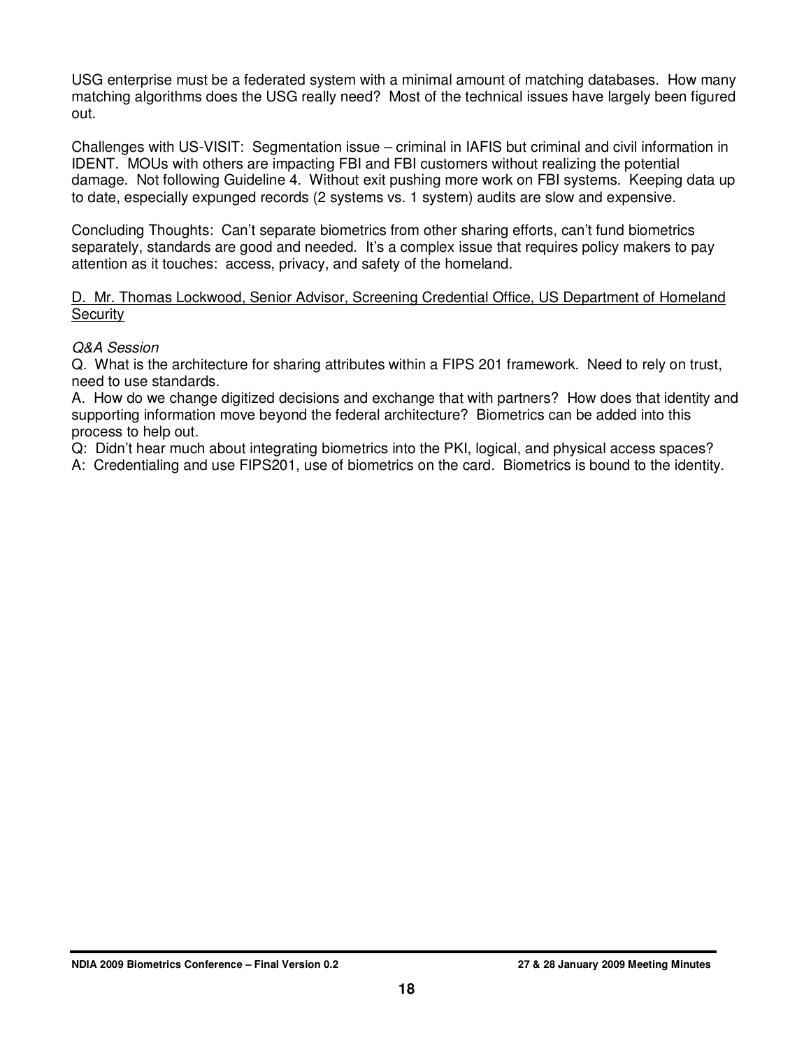USG enterprise must be a federated system with a minimal amount of matching databases. How many matching algorithms does the USG really need? Most of the technical issues have largely been figured out.

Challenges with US-VISIT: Segmentation issue – criminal in IAFIS but criminal and civil information in IDENT. MOUs with others are impacting FBI and FBI customers without realizing the potential damage. Not following Guideline 4. Without exit pushing more work on FBI systems. Keeping data up to date, especially expunged records (2 systems vs. 1 system) audits are slow and expensive.

Concluding Thoughts: Can't separate biometrics from other sharing efforts, can't fund biometrics separately, standards are good and needed. It's a complex issue that requires policy makers to pay attention as it touches: access, privacy, and safety of the homeland.

<u>D. Mr. Thomas Lockwood, Senior Advisor, Screening Credential Office, US Department of Homeland Security</u>

*Q&A Session*

Q. What is the architecture for sharing attributes within a FIPS 201 framework. Need to rely on trust, need to use standards.

A. How do we change digitized decisions and exchange that with partners? How does that identity and supporting information move beyond the federal architecture? Biometrics can be added into this process to help out.

Q: Didn't hear much about integrating biometrics into the PKI, logical, and physical access spaces?

A: Credentialing and use FIPS201, use of biometrics on the card. Biometrics is bound to the identity.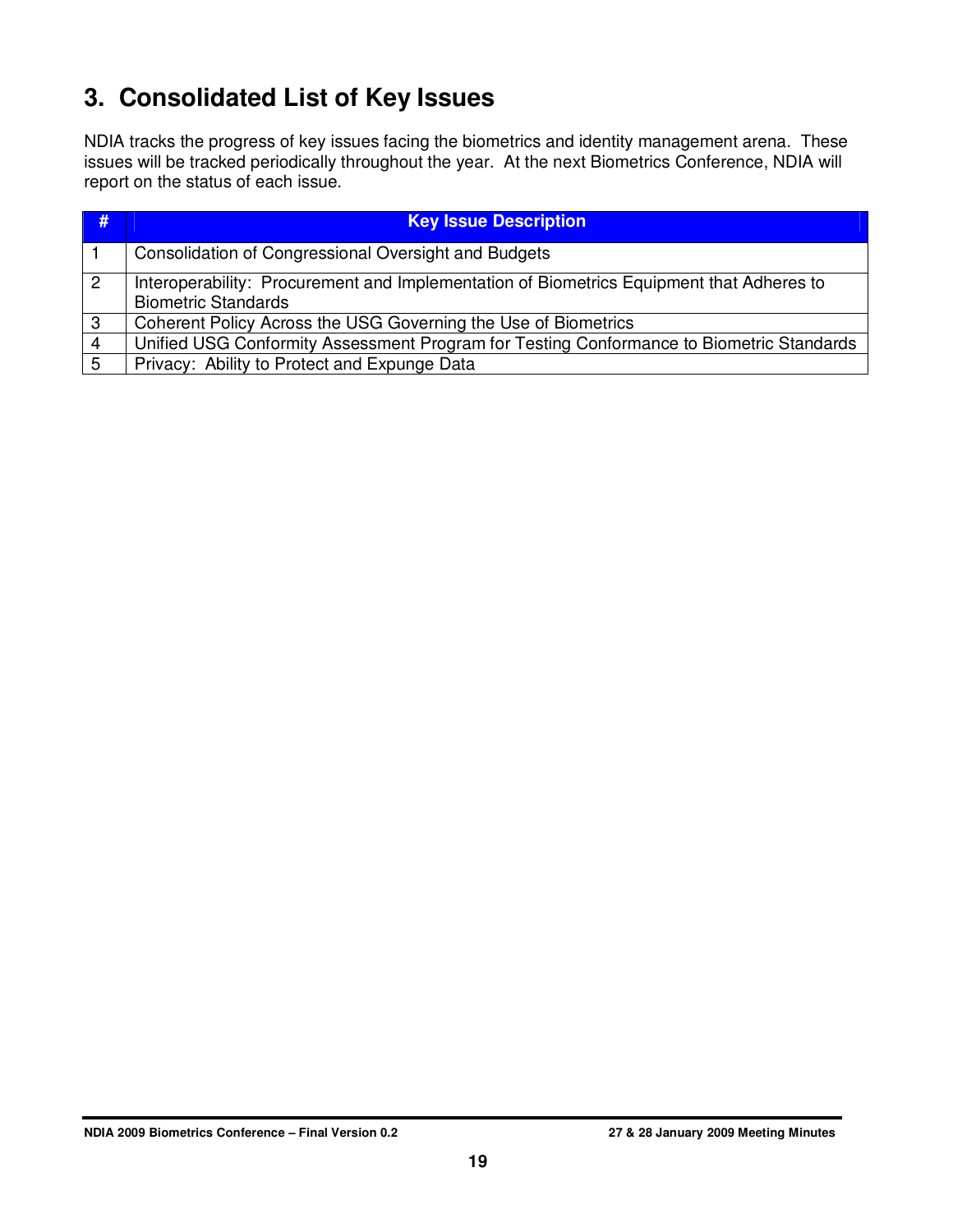# 3. Consolidated List of Key Issues

NDIA tracks the progress of key issues facing the biometrics and identity management arena. These issues will be tracked periodically throughout the year. At the next Biometrics Conference, NDIA will report on the status of each issue.

| # | Key Issue Description |
|---|---|
| 1 | Consolidation of Congressional Oversight and Budgets |
| 2 | Interoperability: Procurement and Implementation of Biometrics Equipment that Adheres to Biometric Standards |
| 3 | Coherent Policy Across the USG Governing the Use of Biometrics |
| 4 | Unified USG Conformity Assessment Program for Testing Conformance to Biometric Standards |
| 5 | Privacy: Ability to Protect and Expunge Data |